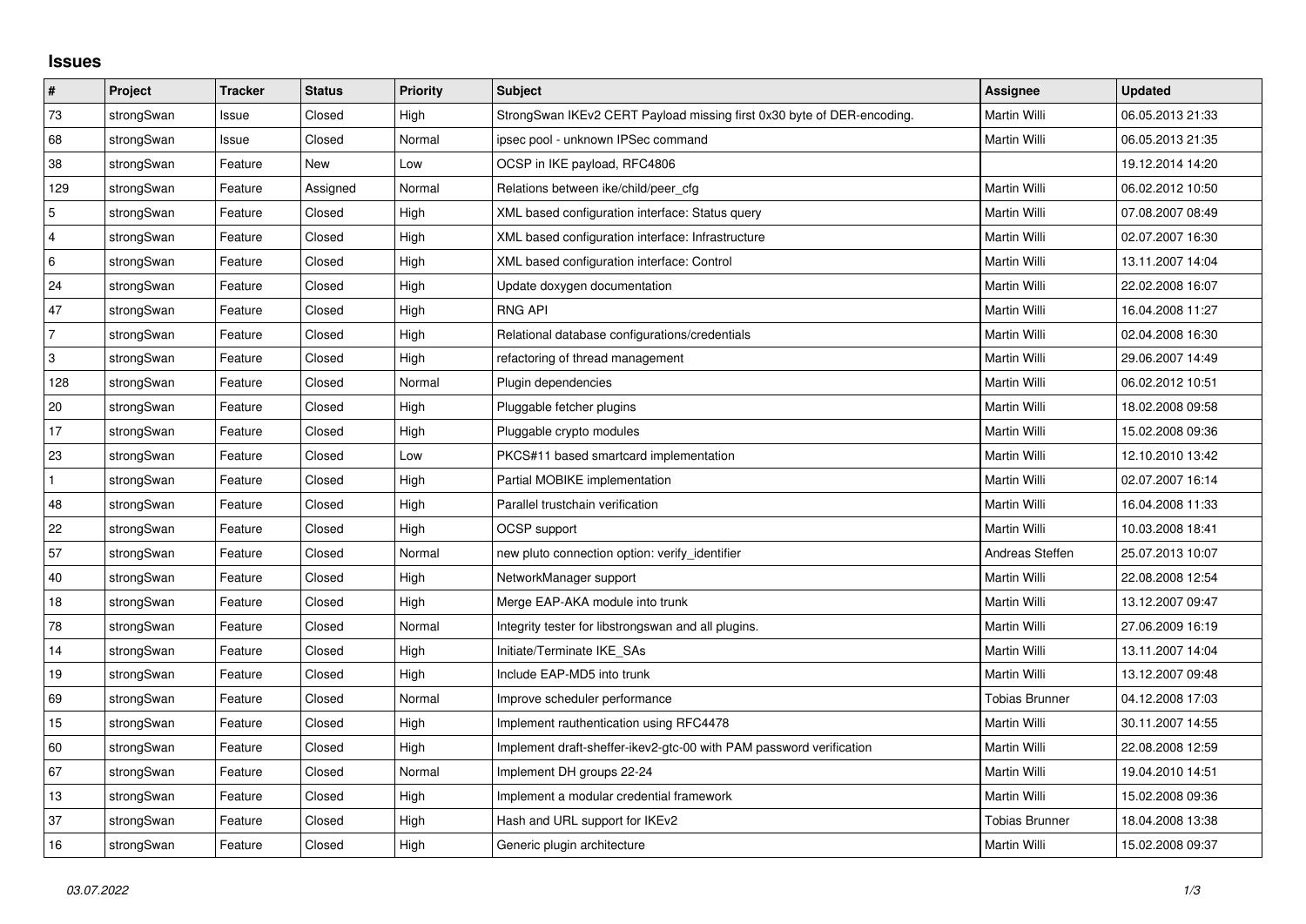## Issues

| # | Project | Tracker | Status | Priority | Subject | Assignee | Updated |
|---|---|---|---|---|---|---|---|
| 73 | strongSwan | Issue | Closed | High | StrongSwan IKEv2 CERT Payload missing first 0x30 byte of DER-encoding. | Martin Willi | 06.05.2013 21:33 |
| 68 | strongSwan | Issue | Closed | Normal | ipsec pool - unknown IPSec command | Martin Willi | 06.05.2013 21:35 |
| 38 | strongSwan | Feature | New | Low | OCSP in IKE payload, RFC4806 | | 19.12.2014 14:20 |
| 129 | strongSwan | Feature | Assigned | Normal | Relations between ike/child/peer_cfg | Martin Willi | 06.02.2012 10:50 |
| 5 | strongSwan | Feature | Closed | High | XML based configuration interface: Status query | Martin Willi | 07.08.2007 08:49 |
| 4 | strongSwan | Feature | Closed | High | XML based configuration interface: Infrastructure | Martin Willi | 02.07.2007 16:30 |
| 6 | strongSwan | Feature | Closed | High | XML based configuration interface: Control | Martin Willi | 13.11.2007 14:04 |
| 24 | strongSwan | Feature | Closed | High | Update doxygen documentation | Martin Willi | 22.02.2008 16:07 |
| 47 | strongSwan | Feature | Closed | High | RNG API | Martin Willi | 16.04.2008 11:27 |
| 7 | strongSwan | Feature | Closed | High | Relational database configurations/credentials | Martin Willi | 02.04.2008 16:30 |
| 3 | strongSwan | Feature | Closed | High | refactoring of thread management | Martin Willi | 29.06.2007 14:49 |
| 128 | strongSwan | Feature | Closed | Normal | Plugin dependencies | Martin Willi | 06.02.2012 10:51 |
| 20 | strongSwan | Feature | Closed | High | Pluggable fetcher plugins | Martin Willi | 18.02.2008 09:58 |
| 17 | strongSwan | Feature | Closed | High | Pluggable crypto modules | Martin Willi | 15.02.2008 09:36 |
| 23 | strongSwan | Feature | Closed | Low | PKCS#11 based smartcard implementation | Martin Willi | 12.10.2010 13:42 |
| 1 | strongSwan | Feature | Closed | High | Partial MOBIKE implementation | Martin Willi | 02.07.2007 16:14 |
| 48 | strongSwan | Feature | Closed | High | Parallel trustchain verification | Martin Willi | 16.04.2008 11:33 |
| 22 | strongSwan | Feature | Closed | High | OCSP support | Martin Willi | 10.03.2008 18:41 |
| 57 | strongSwan | Feature | Closed | Normal | new pluto connection option: verify_identifier | Andreas Steffen | 25.07.2013 10:07 |
| 40 | strongSwan | Feature | Closed | High | NetworkManager support | Martin Willi | 22.08.2008 12:54 |
| 18 | strongSwan | Feature | Closed | High | Merge EAP-AKA module into trunk | Martin Willi | 13.12.2007 09:47 |
| 78 | strongSwan | Feature | Closed | Normal | Integrity tester for libstrongswan and all plugins. | Martin Willi | 27.06.2009 16:19 |
| 14 | strongSwan | Feature | Closed | High | Initiate/Terminate IKE_SAs | Martin Willi | 13.11.2007 14:04 |
| 19 | strongSwan | Feature | Closed | High | Include EAP-MD5 into trunk | Martin Willi | 13.12.2007 09:48 |
| 69 | strongSwan | Feature | Closed | Normal | Improve scheduler performance | Tobias Brunner | 04.12.2008 17:03 |
| 15 | strongSwan | Feature | Closed | High | Implement rauthentication using RFC4478 | Martin Willi | 30.11.2007 14:55 |
| 60 | strongSwan | Feature | Closed | High | Implement draft-sheffer-ikev2-gtc-00 with PAM password verification | Martin Willi | 22.08.2008 12:59 |
| 67 | strongSwan | Feature | Closed | Normal | Implement DH groups 22-24 | Martin Willi | 19.04.2010 14:51 |
| 13 | strongSwan | Feature | Closed | High | Implement a modular credential framework | Martin Willi | 15.02.2008 09:36 |
| 37 | strongSwan | Feature | Closed | High | Hash and URL support for IKEv2 | Tobias Brunner | 18.04.2008 13:38 |
| 16 | strongSwan | Feature | Closed | High | Generic plugin architecture | Martin Willi | 15.02.2008 09:37 |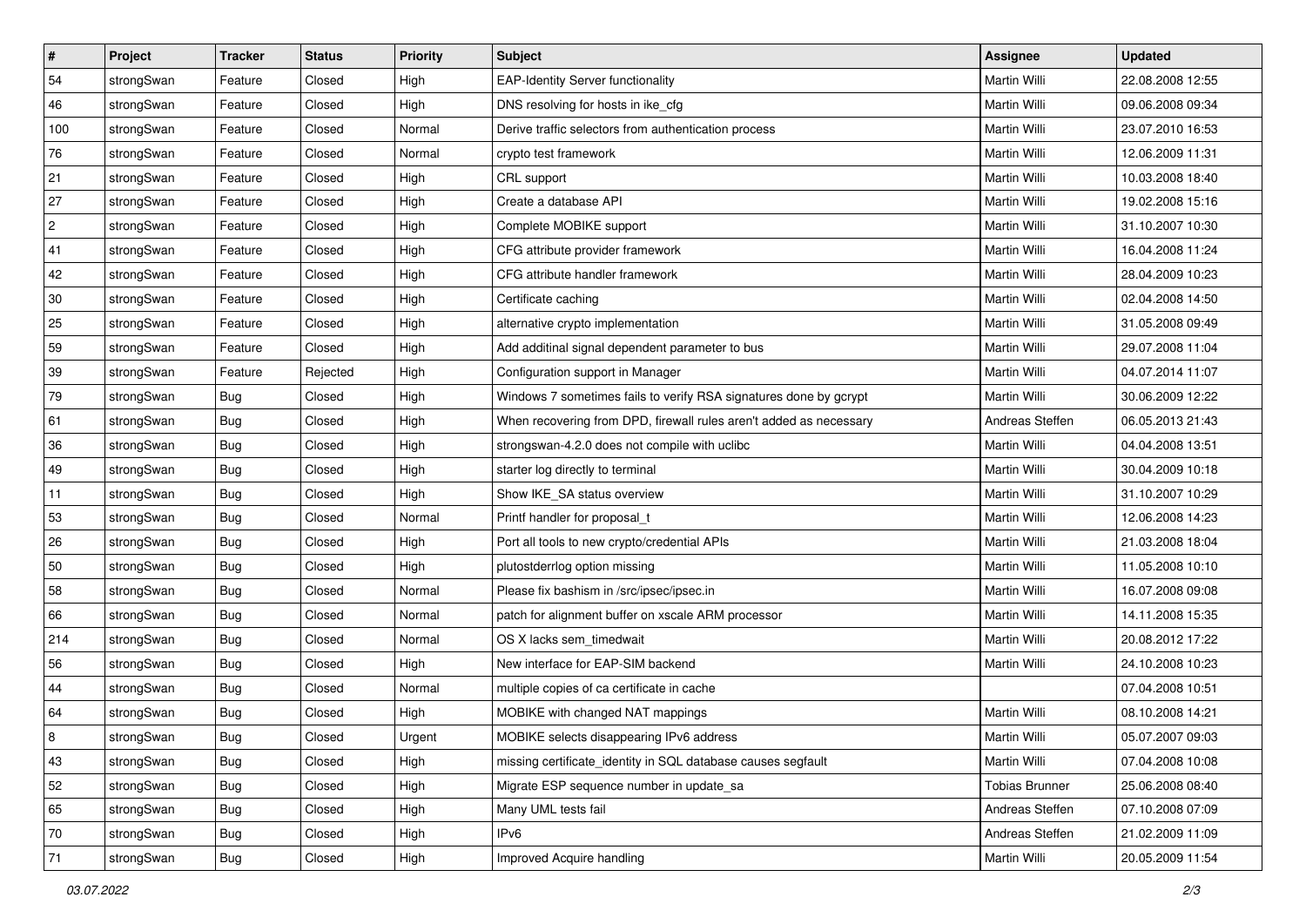| # | Project | Tracker | Status | Priority | Subject | Assignee | Updated |
|---|---|---|---|---|---|---|---|
| 54 | strongSwan | Feature | Closed | High | EAP-Identity Server functionality | Martin Willi | 22.08.2008 12:55 |
| 46 | strongSwan | Feature | Closed | High | DNS resolving for hosts in ike_cfg | Martin Willi | 09.06.2008 09:34 |
| 100 | strongSwan | Feature | Closed | Normal | Derive traffic selectors from authentication process | Martin Willi | 23.07.2010 16:53 |
| 76 | strongSwan | Feature | Closed | Normal | crypto test framework | Martin Willi | 12.06.2009 11:31 |
| 21 | strongSwan | Feature | Closed | High | CRL support | Martin Willi | 10.03.2008 18:40 |
| 27 | strongSwan | Feature | Closed | High | Create a database API | Martin Willi | 19.02.2008 15:16 |
| 2 | strongSwan | Feature | Closed | High | Complete MOBIKE support | Martin Willi | 31.10.2007 10:30 |
| 41 | strongSwan | Feature | Closed | High | CFG attribute provider framework | Martin Willi | 16.04.2008 11:24 |
| 42 | strongSwan | Feature | Closed | High | CFG attribute handler framework | Martin Willi | 28.04.2009 10:23 |
| 30 | strongSwan | Feature | Closed | High | Certificate caching | Martin Willi | 02.04.2008 14:50 |
| 25 | strongSwan | Feature | Closed | High | alternative crypto implementation | Martin Willi | 31.05.2008 09:49 |
| 59 | strongSwan | Feature | Closed | High | Add additinal signal dependent parameter to bus | Martin Willi | 29.07.2008 11:04 |
| 39 | strongSwan | Feature | Rejected | High | Configuration support in Manager | Martin Willi | 04.07.2014 11:07 |
| 79 | strongSwan | Bug | Closed | High | Windows 7 sometimes fails to verify RSA signatures done by gcrypt | Martin Willi | 30.06.2009 12:22 |
| 61 | strongSwan | Bug | Closed | High | When recovering from DPD, firewall rules aren't added as necessary | Andreas Steffen | 06.05.2013 21:43 |
| 36 | strongSwan | Bug | Closed | High | strongswan-4.2.0 does not compile with uclibc | Martin Willi | 04.04.2008 13:51 |
| 49 | strongSwan | Bug | Closed | High | starter log directly to terminal | Martin Willi | 30.04.2009 10:18 |
| 11 | strongSwan | Bug | Closed | High | Show IKE_SA status overview | Martin Willi | 31.10.2007 10:29 |
| 53 | strongSwan | Bug | Closed | Normal | Printf handler for proposal_t | Martin Willi | 12.06.2008 14:23 |
| 26 | strongSwan | Bug | Closed | High | Port all tools to new crypto/credential APIs | Martin Willi | 21.03.2008 18:04 |
| 50 | strongSwan | Bug | Closed | High | plutostderrlog option missing | Martin Willi | 11.05.2008 10:10 |
| 58 | strongSwan | Bug | Closed | Normal | Please fix bashism in /src/ipsec/ipsec.in | Martin Willi | 16.07.2008 09:08 |
| 66 | strongSwan | Bug | Closed | Normal | patch for alignment buffer on xscale ARM processor | Martin Willi | 14.11.2008 15:35 |
| 214 | strongSwan | Bug | Closed | Normal | OS X lacks sem_timedwait | Martin Willi | 20.08.2012 17:22 |
| 56 | strongSwan | Bug | Closed | High | New interface for EAP-SIM backend | Martin Willi | 24.10.2008 10:23 |
| 44 | strongSwan | Bug | Closed | Normal | multiple copies of ca certificate in cache | | 07.04.2008 10:51 |
| 64 | strongSwan | Bug | Closed | High | MOBIKE with changed NAT mappings | Martin Willi | 08.10.2008 14:21 |
| 8 | strongSwan | Bug | Closed | Urgent | MOBIKE selects disappearing IPv6 address | Martin Willi | 05.07.2007 09:03 |
| 43 | strongSwan | Bug | Closed | High | missing certificate_identity in SQL database causes segfault | Martin Willi | 07.04.2008 10:08 |
| 52 | strongSwan | Bug | Closed | High | Migrate ESP sequence number in update_sa | Tobias Brunner | 25.06.2008 08:40 |
| 65 | strongSwan | Bug | Closed | High | Many UML tests fail | Andreas Steffen | 07.10.2008 07:09 |
| 70 | strongSwan | Bug | Closed | High | IPv6 | Andreas Steffen | 21.02.2009 11:09 |
| 71 | strongSwan | Bug | Closed | High | Improved Acquire handling | Martin Willi | 20.05.2009 11:54 |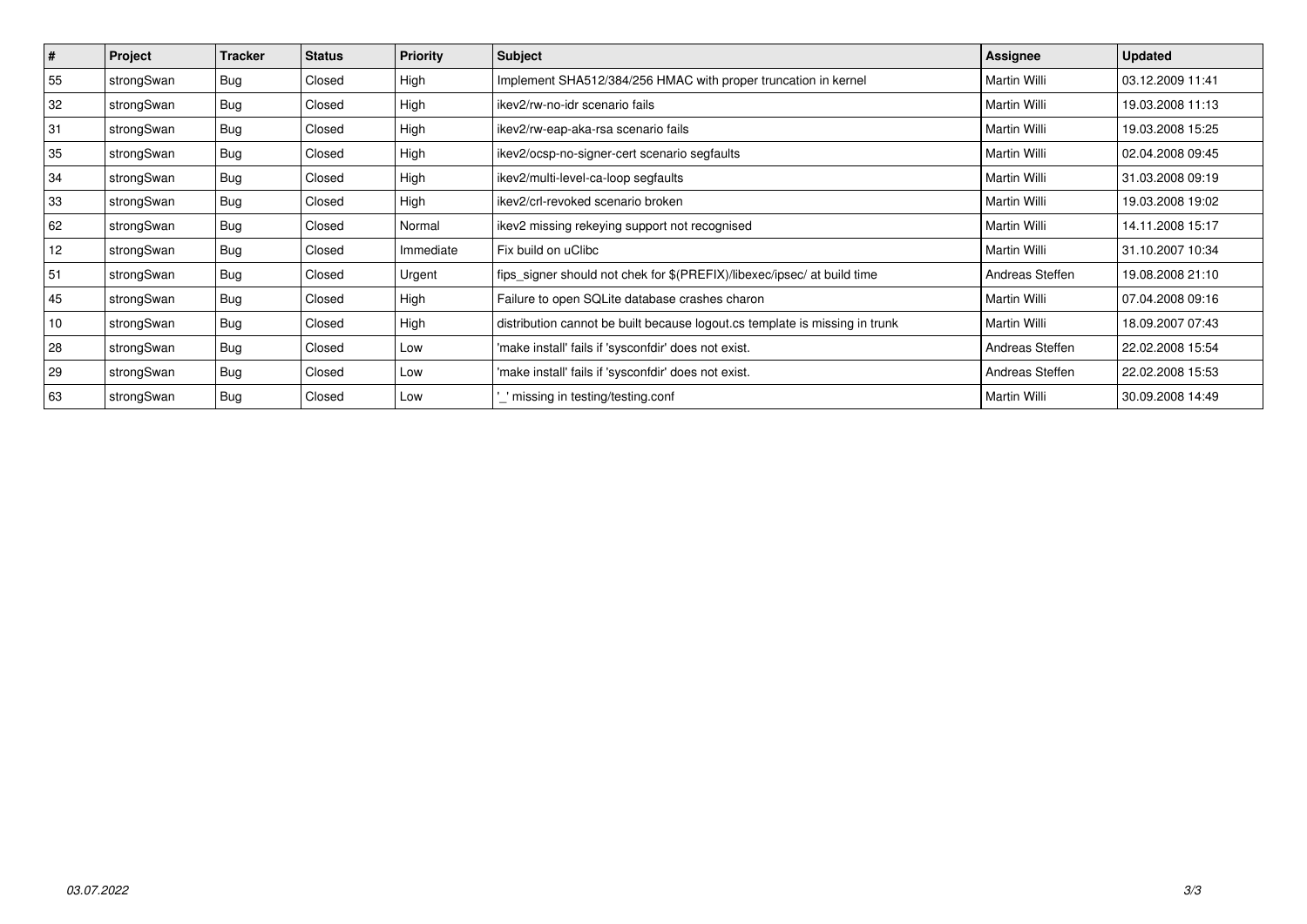| # | Project | Tracker | Status | Priority | Subject | Assignee | Updated |
|---|---|---|---|---|---|---|---|
| 55 | strongSwan | Bug | Closed | High | Implement SHA512/384/256 HMAC with proper truncation in kernel | Martin Willi | 03.12.2009 11:41 |
| 32 | strongSwan | Bug | Closed | High | ikev2/rw-no-idr scenario fails | Martin Willi | 19.03.2008 11:13 |
| 31 | strongSwan | Bug | Closed | High | ikev2/rw-eap-aka-rsa scenario fails | Martin Willi | 19.03.2008 15:25 |
| 35 | strongSwan | Bug | Closed | High | ikev2/ocsp-no-signer-cert scenario segfaults | Martin Willi | 02.04.2008 09:45 |
| 34 | strongSwan | Bug | Closed | High | ikev2/multi-level-ca-loop segfaults | Martin Willi | 31.03.2008 09:19 |
| 33 | strongSwan | Bug | Closed | High | ikev2/crl-revoked scenario broken | Martin Willi | 19.03.2008 19:02 |
| 62 | strongSwan | Bug | Closed | Normal | ikev2 missing rekeying support not recognised | Martin Willi | 14.11.2008 15:17 |
| 12 | strongSwan | Bug | Closed | Immediate | Fix build on uClibc | Martin Willi | 31.10.2007 10:34 |
| 51 | strongSwan | Bug | Closed | Urgent | fips_signer should not chek for $(PREFIX)/libexec/ipsec/ at build time | Andreas Steffen | 19.08.2008 21:10 |
| 45 | strongSwan | Bug | Closed | High | Failure to open SQLite database crashes charon | Martin Willi | 07.04.2008 09:16 |
| 10 | strongSwan | Bug | Closed | High | distribution cannot be built because logout.cs template is missing in trunk | Martin Willi | 18.09.2007 07:43 |
| 28 | strongSwan | Bug | Closed | Low | 'make install' fails if 'sysconfdir' does not exist. | Andreas Steffen | 22.02.2008 15:54 |
| 29 | strongSwan | Bug | Closed | Low | 'make install' fails if 'sysconfdir' does not exist. | Andreas Steffen | 22.02.2008 15:53 |
| 63 | strongSwan | Bug | Closed | Low | '_' missing in testing/testing.conf | Martin Willi | 30.09.2008 14:49 |

*03.07.2022*